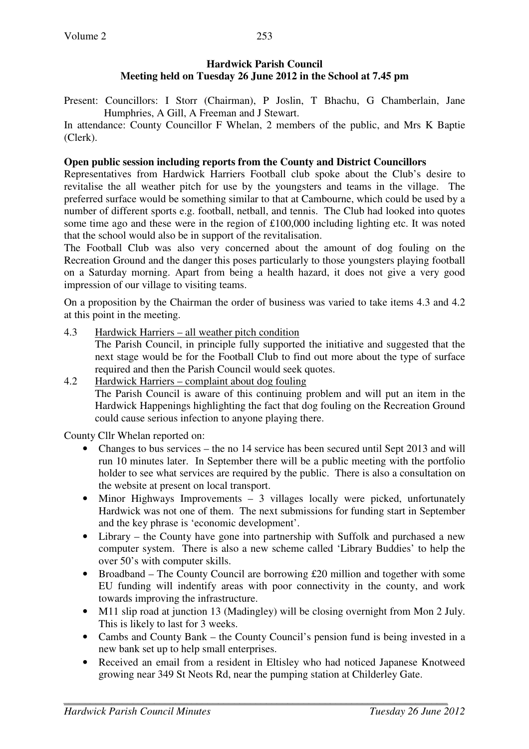**Hardwick Parish Council**
**Meeting held on Tuesday 26 June 2012 in the School at 7.45 pm**

Present: Councillors: I Storr (Chairman), P Joslin, T Bhachu, G Chamberlain, Jane Humphries, A Gill, A Freeman and J Stewart.
In attendance: County Councillor F Whelan, 2 members of the public, and Mrs K Baptie (Clerk).

**Open public session including reports from the County and District Councillors**

Representatives from Hardwick Harriers Football club spoke about the Club's desire to revitalise the all weather pitch for use by the youngsters and teams in the village. The preferred surface would be something similar to that at Cambourne, which could be used by a number of different sports e.g. football, netball, and tennis. The Club had looked into quotes some time ago and these were in the region of £100,000 including lighting etc. It was noted that the school would also be in support of the revitalisation.

The Football Club was also very concerned about the amount of dog fouling on the Recreation Ground and the danger this poses particularly to those youngsters playing football on a Saturday morning. Apart from being a health hazard, it does not give a very good impression of our village to visiting teams.

On a proposition by the Chairman the order of business was varied to take items 4.3 and 4.2 at this point in the meeting.

4.3 Hardwick Harriers – all weather pitch condition
The Parish Council, in principle fully supported the initiative and suggested that the next stage would be for the Football Club to find out more about the type of surface required and then the Parish Council would seek quotes.

4.2 Hardwick Harriers – complaint about dog fouling
The Parish Council is aware of this continuing problem and will put an item in the Hardwick Happenings highlighting the fact that dog fouling on the Recreation Ground could cause serious infection to anyone playing there.

County Cllr Whelan reported on:

- Changes to bus services – the no 14 service has been secured until Sept 2013 and will run 10 minutes later. In September there will be a public meeting with the portfolio holder to see what services are required by the public. There is also a consultation on the website at present on local transport.
- Minor Highways Improvements – 3 villages locally were picked, unfortunately Hardwick was not one of them. The next submissions for funding start in September and the key phrase is 'economic development'.
- Library – the County have gone into partnership with Suffolk and purchased a new computer system. There is also a new scheme called 'Library Buddies' to help the over 50's with computer skills.
- Broadband – The County Council are borrowing £20 million and together with some EU funding will indentify areas with poor connectivity in the county, and work towards improving the infrastructure.
- M11 slip road at junction 13 (Madingley) will be closing overnight from Mon 2 July. This is likely to last for 3 weeks.
- Cambs and County Bank – the County Council's pension fund is being invested in a new bank set up to help small enterprises.
- Received an email from a resident in Eltisley who had noticed Japanese Knotweed growing near 349 St Neots Rd, near the pumping station at Childerley Gate.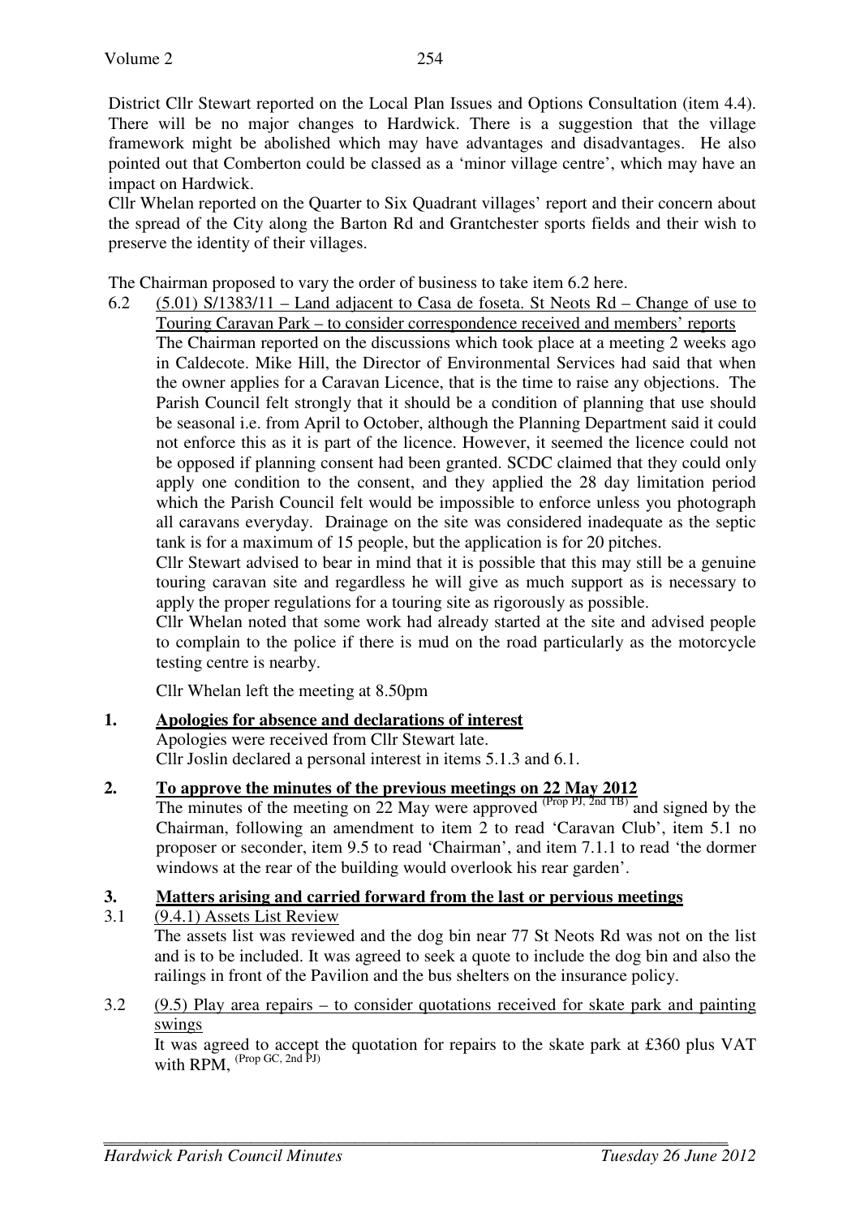District Cllr Stewart reported on the Local Plan Issues and Options Consultation (item 4.4). There will be no major changes to Hardwick. There is a suggestion that the village framework might be abolished which may have advantages and disadvantages. He also pointed out that Comberton could be classed as a 'minor village centre', which may have an impact on Hardwick.

Cllr Whelan reported on the Quarter to Six Quadrant villages' report and their concern about the spread of the City along the Barton Rd and Grantchester sports fields and their wish to preserve the identity of their villages.

The Chairman proposed to vary the order of business to take item 6.2 here.

6.2 (5.01) S/1383/11 – Land adjacent to Casa de foseta. St Neots Rd – Change of use to Touring Caravan Park – to consider correspondence received and members' reports

The Chairman reported on the discussions which took place at a meeting 2 weeks ago in Caldecote. Mike Hill, the Director of Environmental Services had said that when the owner applies for a Caravan Licence, that is the time to raise any objections. The Parish Council felt strongly that it should be a condition of planning that use should be seasonal i.e. from April to October, although the Planning Department said it could not enforce this as it is part of the licence. However, it seemed the licence could not be opposed if planning consent had been granted. SCDC claimed that they could only apply one condition to the consent, and they applied the 28 day limitation period which the Parish Council felt would be impossible to enforce unless you photograph all caravans everyday. Drainage on the site was considered inadequate as the septic tank is for a maximum of 15 people, but the application is for 20 pitches.

Cllr Stewart advised to bear in mind that it is possible that this may still be a genuine touring caravan site and regardless he will give as much support as is necessary to apply the proper regulations for a touring site as rigorously as possible.

Cllr Whelan noted that some work had already started at the site and advised people to complain to the police if there is mud on the road particularly as the motorcycle testing centre is nearby.

Cllr Whelan left the meeting at 8.50pm

## 1. Apologies for absence and declarations of interest

Apologies were received from Cllr Stewart late.
Cllr Joslin declared a personal interest in items 5.1.3 and 6.1.

## 2. To approve the minutes of the previous meetings on 22 May 2012

The minutes of the meeting on 22 May were approved (Prop PJ, 2nd TB) and signed by the Chairman, following an amendment to item 2 to read 'Caravan Club', item 5.1 no proposer or seconder, item 9.5 to read 'Chairman', and item 7.1.1 to read 'the dormer windows at the rear of the building would overlook his rear garden'.

## 3. Matters arising and carried forward from the last or pervious meetings

3.1 (9.4.1) Assets List Review

The assets list was reviewed and the dog bin near 77 St Neots Rd was not on the list and is to be included. It was agreed to seek a quote to include the dog bin and also the railings in front of the Pavilion and the bus shelters on the insurance policy.

3.2 (9.5) Play area repairs – to consider quotations received for skate park and painting swings

It was agreed to accept the quotation for repairs to the skate park at £360 plus VAT with RPM, (Prop GC, 2nd PJ)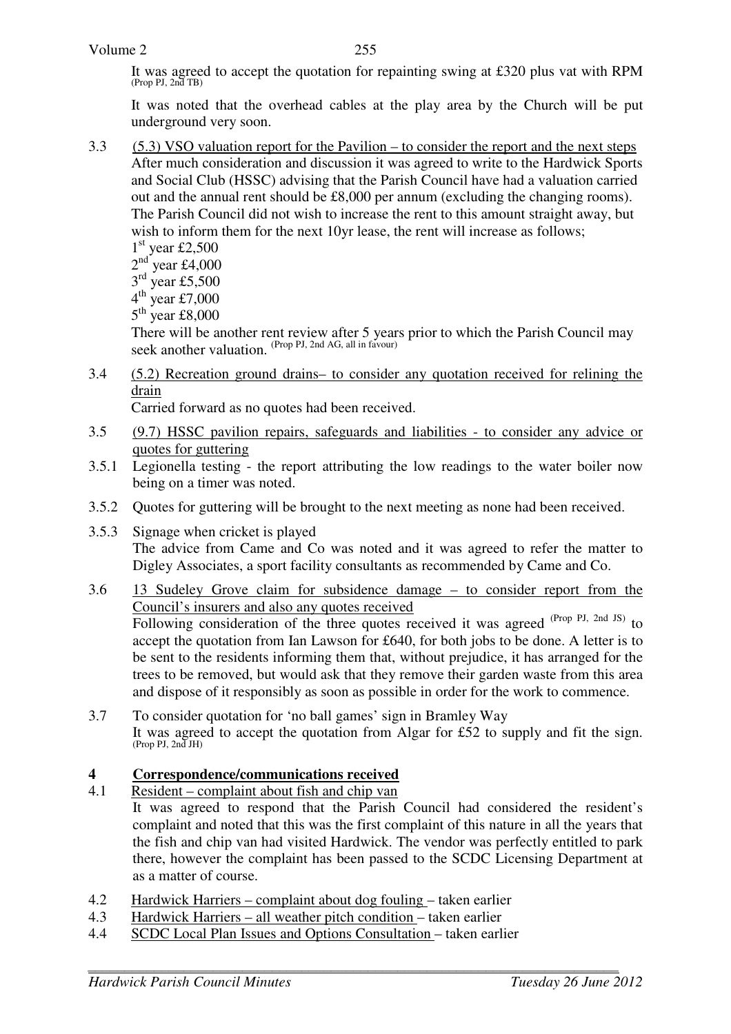It was agreed to accept the quotation for repainting swing at £320 plus vat with RPM (Prop PJ, 2nd TB)

It was noted that the overhead cables at the play area by the Church will be put underground very soon.

3.3 (5.3) VSO valuation report for the Pavilion – to consider the report and the next steps

After much consideration and discussion it was agreed to write to the Hardwick Sports and Social Club (HSSC) advising that the Parish Council have had a valuation carried out and the annual rent should be £8,000 per annum (excluding the changing rooms). The Parish Council did not wish to increase the rent to this amount straight away, but wish to inform them for the next 10yr lease, the rent will increase as follows;

1st year £2,500
2nd year £4,000
3rd year £5,500
4th year £7,000
5th year £8,000

There will be another rent review after 5 years prior to which the Parish Council may seek another valuation. (Prop PJ, 2nd AG, all in favour)

3.4 (5.2) Recreation ground drains– to consider any quotation received for relining the drain

Carried forward as no quotes had been received.

3.5 (9.7) HSSC pavilion repairs, safeguards and liabilities - to consider any advice or quotes for guttering

3.5.1 Legionella testing - the report attributing the low readings to the water boiler now being on a timer was noted.

3.5.2 Quotes for guttering will be brought to the next meeting as none had been received.

3.5.3 Signage when cricket is played

The advice from Came and Co was noted and it was agreed to refer the matter to Digley Associates, a sport facility consultants as recommended by Came and Co.

3.6 13 Sudeley Grove claim for subsidence damage – to consider report from the Council's insurers and also any quotes received

Following consideration of the three quotes received it was agreed (Prop PJ, 2nd JS) to accept the quotation from Ian Lawson for £640, for both jobs to be done. A letter is to be sent to the residents informing them that, without prejudice, it has arranged for the trees to be removed, but would ask that they remove their garden waste from this area and dispose of it responsibly as soon as possible in order for the work to commence.

3.7 To consider quotation for 'no ball games' sign in Bramley Way

It was agreed to accept the quotation from Algar for £52 to supply and fit the sign. (Prop PJ, 2nd JH)

## 4 Correspondence/communications received

4.1 Resident – complaint about fish and chip van

It was agreed to respond that the Parish Council had considered the resident's complaint and noted that this was the first complaint of this nature in all the years that the fish and chip van had visited Hardwick. The vendor was perfectly entitled to park there, however the complaint has been passed to the SCDC Licensing Department at as a matter of course.

4.2 Hardwick Harriers – complaint about dog fouling – taken earlier

4.3 Hardwick Harriers – all weather pitch condition – taken earlier

4.4 SCDC Local Plan Issues and Options Consultation – taken earlier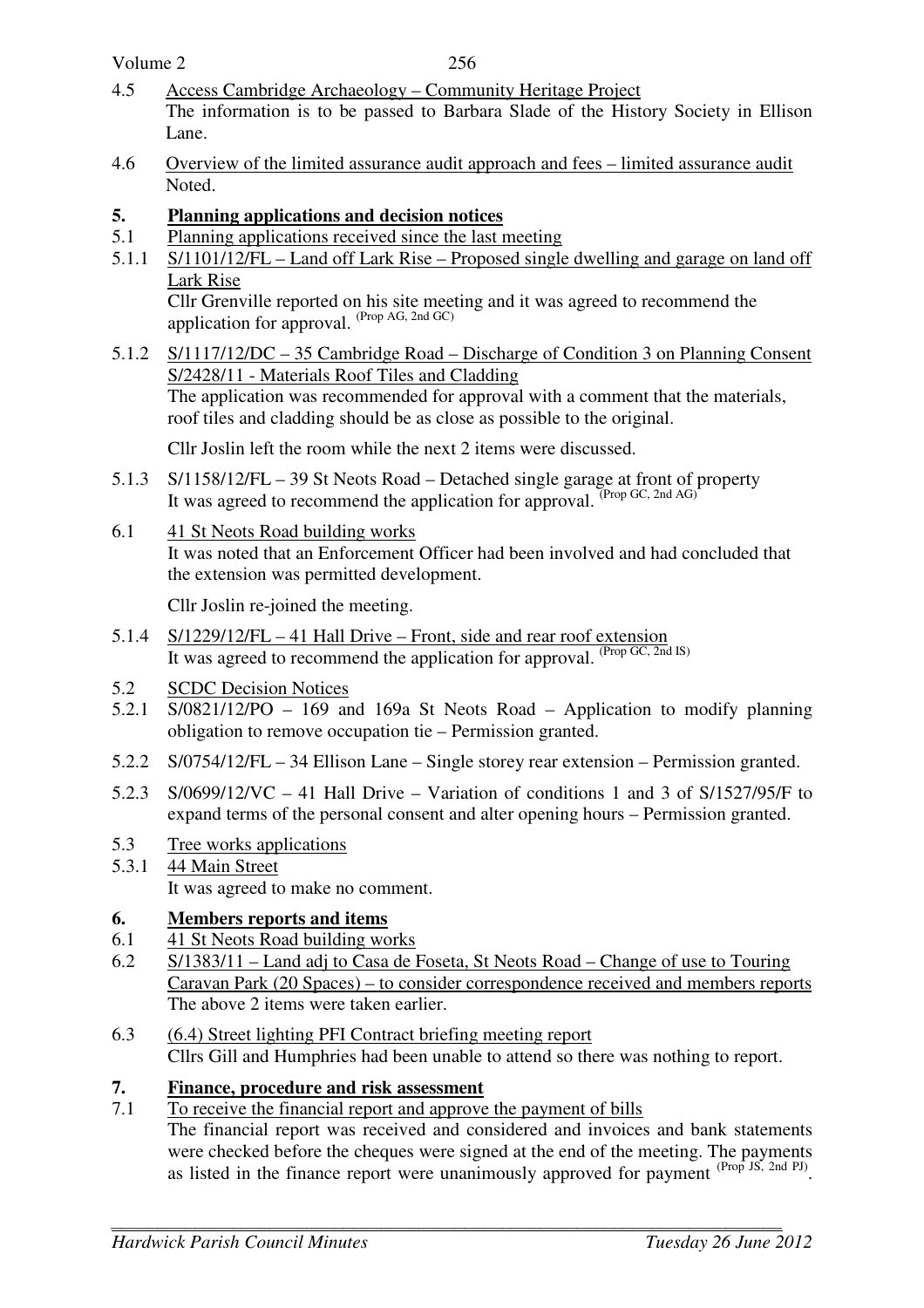4.5 Access Cambridge Archaeology – Community Heritage Project

The information is to be passed to Barbara Slade of the History Society in Ellison Lane.

4.6 Overview of the limited assurance audit approach and fees – limited assurance audit

Noted.

## 5. Planning applications and decision notices

5.1 Planning applications received since the last meeting

5.1.1 S/1101/12/FL – Land off Lark Rise – Proposed single dwelling and garage on land off Lark Rise

Cllr Grenville reported on his site meeting and it was agreed to recommend the application for approval. (Prop AG, 2nd GC)

5.1.2 S/1117/12/DC – 35 Cambridge Road – Discharge of Condition 3 on Planning Consent S/2428/11 - Materials Roof Tiles and Cladding

The application was recommended for approval with a comment that the materials, roof tiles and cladding should be as close as possible to the original.

Cllr Joslin left the room while the next 2 items were discussed.

5.1.3 S/1158/12/FL – 39 St Neots Road – Detached single garage at front of property

It was agreed to recommend the application for approval. (Prop GC, 2nd AG)

6.1 41 St Neots Road building works

It was noted that an Enforcement Officer had been involved and had concluded that the extension was permitted development.

Cllr Joslin re-joined the meeting.

5.1.4 S/1229/12/FL – 41 Hall Drive – Front, side and rear roof extension

It was agreed to recommend the application for approval. (Prop GC, 2nd IS)

5.2 SCDC Decision Notices

5.2.1 S/0821/12/PO – 169 and 169a St Neots Road – Application to modify planning obligation to remove occupation tie – Permission granted.

5.2.2 S/0754/12/FL – 34 Ellison Lane – Single storey rear extension – Permission granted.

5.2.3 S/0699/12/VC – 41 Hall Drive – Variation of conditions 1 and 3 of S/1527/95/F to expand terms of the personal consent and alter opening hours – Permission granted.

5.3 Tree works applications

5.3.1 44 Main Street

It was agreed to make no comment.

## 6. Members reports and items

6.1 41 St Neots Road building works

6.2 S/1383/11 – Land adj to Casa de Foseta, St Neots Road – Change of use to Touring Caravan Park (20 Spaces) – to consider correspondence received and members reports

The above 2 items were taken earlier.

6.3 (6.4) Street lighting PFI Contract briefing meeting report

Cllrs Gill and Humphries had been unable to attend so there was nothing to report.

## 7. Finance, procedure and risk assessment

7.1 To receive the financial report and approve the payment of bills

The financial report was received and considered and invoices and bank statements were checked before the cheques were signed at the end of the meeting. The payments as listed in the finance report were unanimously approved for payment (Prop JS, 2nd PJ).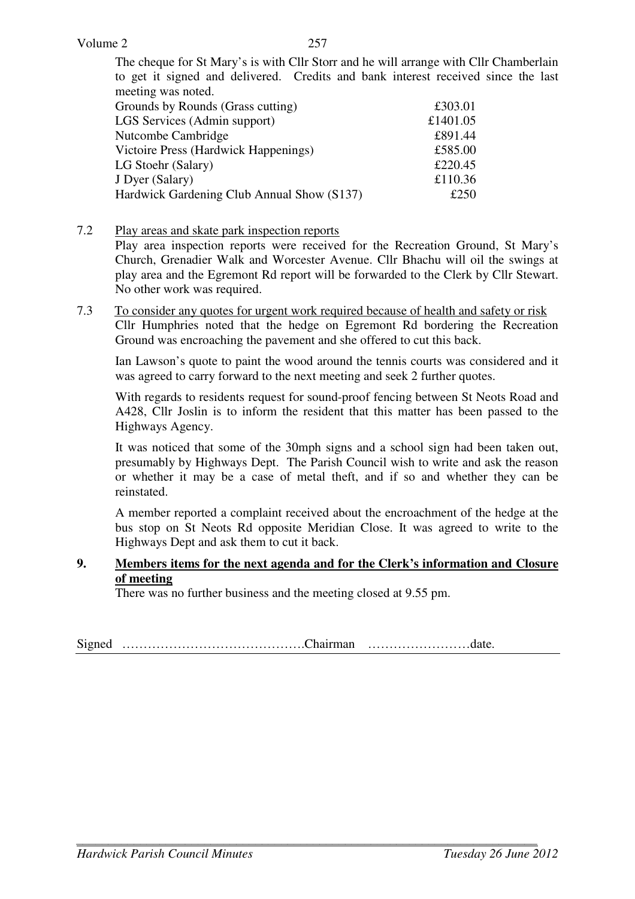The cheque for St Mary's is with Cllr Storr and he will arrange with Cllr Chamberlain to get it signed and delivered. Credits and bank interest received since the last meeting was noted.

| | |
|---|---|
| Grounds by Rounds (Grass cutting) | £303.01 |
| LGS Services (Admin support) | £1401.05 |
| Nutcombe Cambridge | £891.44 |
| Victoire Press (Hardwick Happenings) | £585.00 |
| LG Stoehr (Salary) | £220.45 |
| J Dyer (Salary) | £110.36 |
| Hardwick Gardening Club Annual Show (S137) | £250 |

7.2 Play areas and skate park inspection reports

Play area inspection reports were received for the Recreation Ground, St Mary's Church, Grenadier Walk and Worcester Avenue. Cllr Bhachu will oil the swings at play area and the Egremont Rd report will be forwarded to the Clerk by Cllr Stewart. No other work was required.

7.3 To consider any quotes for urgent work required because of health and safety or risk

Cllr Humphries noted that the hedge on Egremont Rd bordering the Recreation Ground was encroaching the pavement and she offered to cut this back.

Ian Lawson's quote to paint the wood around the tennis courts was considered and it was agreed to carry forward to the next meeting and seek 2 further quotes.

With regards to residents request for sound-proof fencing between St Neots Road and A428, Cllr Joslin is to inform the resident that this matter has been passed to the Highways Agency.

It was noticed that some of the 30mph signs and a school sign had been taken out, presumably by Highways Dept. The Parish Council wish to write and ask the reason or whether it may be a case of metal theft, and if so and whether they can be reinstated.

A member reported a complaint received about the encroachment of the hedge at the bus stop on St Neots Rd opposite Meridian Close. It was agreed to write to the Highways Dept and ask them to cut it back.

**9. Members items for the next agenda and for the Clerk's information and Closure of meeting**

There was no further business and the meeting closed at 9.55 pm.

Signed …………………………………….Chairman ……………………date.